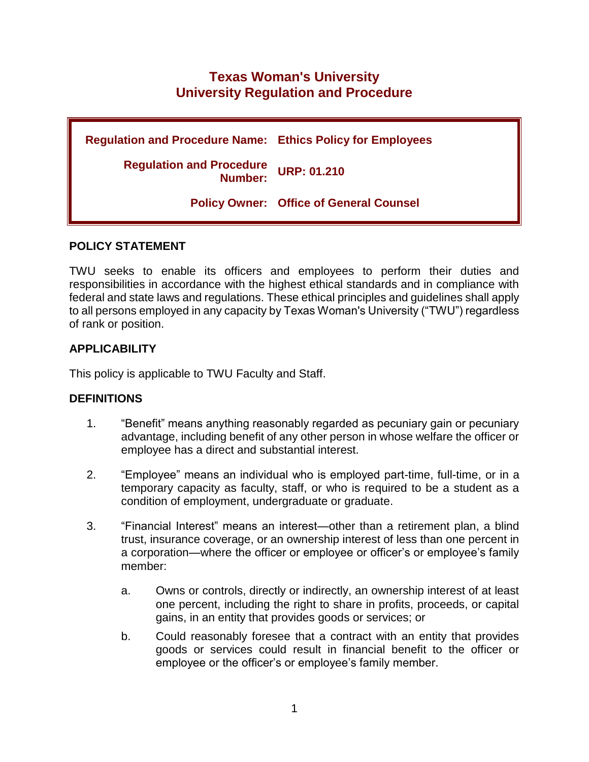# Texas Woman's University
# University Regulation and Procedure

| | |
|---|---|
| **Regulation and Procedure Name:** | **Ethics Policy for Employees** |
| **Regulation and Procedure Number:** | **URP: 01.210** |
| **Policy Owner:** | **Office of General Counsel** |

## POLICY STATEMENT

TWU seeks to enable its officers and employees to perform their duties and responsibilities in accordance with the highest ethical standards and in compliance with federal and state laws and regulations. These ethical principles and guidelines shall apply to all persons employed in any capacity by Texas Woman's University ("TWU") regardless of rank or position.

## APPLICABILITY

This policy is applicable to TWU Faculty and Staff.

## DEFINITIONS

1. "Benefit" means anything reasonably regarded as pecuniary gain or pecuniary advantage, including benefit of any other person in whose welfare the officer or employee has a direct and substantial interest.
2. "Employee" means an individual who is employed part-time, full-time, or in a temporary capacity as faculty, staff, or who is required to be a student as a condition of employment, undergraduate or graduate.
3. "Financial Interest" means an interest—other than a retirement plan, a blind trust, insurance coverage, or an ownership interest of less than one percent in a corporation—where the officer or employee or officer's or employee's family member:
   a. Owns or controls, directly or indirectly, an ownership interest of at least one percent, including the right to share in profits, proceeds, or capital gains, in an entity that provides goods or services; or
   b. Could reasonably foresee that a contract with an entity that provides goods or services could result in financial benefit to the officer or employee or the officer's or employee's family member.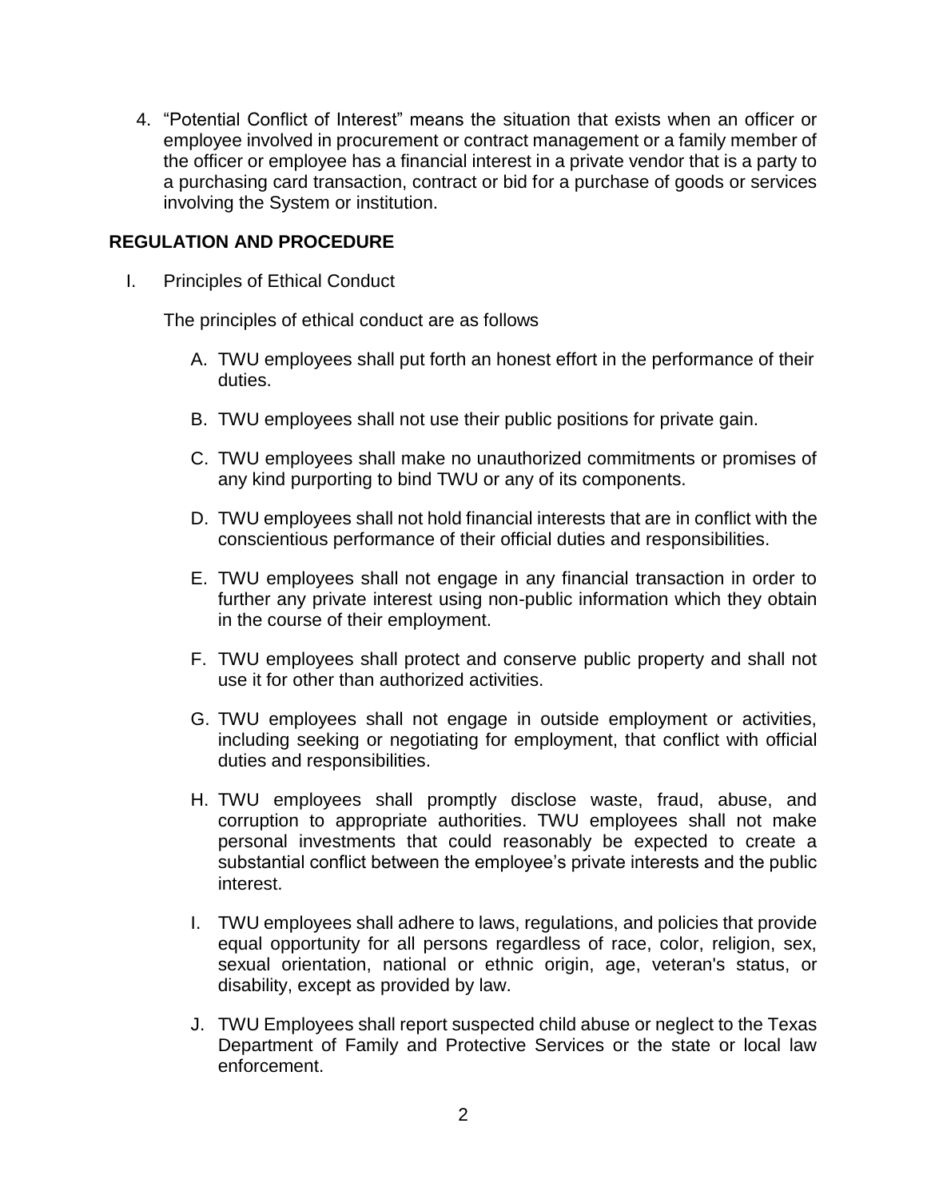4. "Potential Conflict of Interest" means the situation that exists when an officer or employee involved in procurement or contract management or a family member of the officer or employee has a financial interest in a private vendor that is a party to a purchasing card transaction, contract or bid for a purchase of goods or services involving the System or institution.

## REGULATION AND PROCEDURE

I. Principles of Ethical Conduct

The principles of ethical conduct are as follows

A. TWU employees shall put forth an honest effort in the performance of their duties.

B. TWU employees shall not use their public positions for private gain.

C. TWU employees shall make no unauthorized commitments or promises of any kind purporting to bind TWU or any of its components.

D. TWU employees shall not hold financial interests that are in conflict with the conscientious performance of their official duties and responsibilities.

E. TWU employees shall not engage in any financial transaction in order to further any private interest using non-public information which they obtain in the course of their employment.

F. TWU employees shall protect and conserve public property and shall not use it for other than authorized activities.

G. TWU employees shall not engage in outside employment or activities, including seeking or negotiating for employment, that conflict with official duties and responsibilities.

H. TWU employees shall promptly disclose waste, fraud, abuse, and corruption to appropriate authorities. TWU employees shall not make personal investments that could reasonably be expected to create a substantial conflict between the employee's private interests and the public interest.

I. TWU employees shall adhere to laws, regulations, and policies that provide equal opportunity for all persons regardless of race, color, religion, sex, sexual orientation, national or ethnic origin, age, veteran's status, or disability, except as provided by law.

J. TWU Employees shall report suspected child abuse or neglect to the Texas Department of Family and Protective Services or the state or local law enforcement.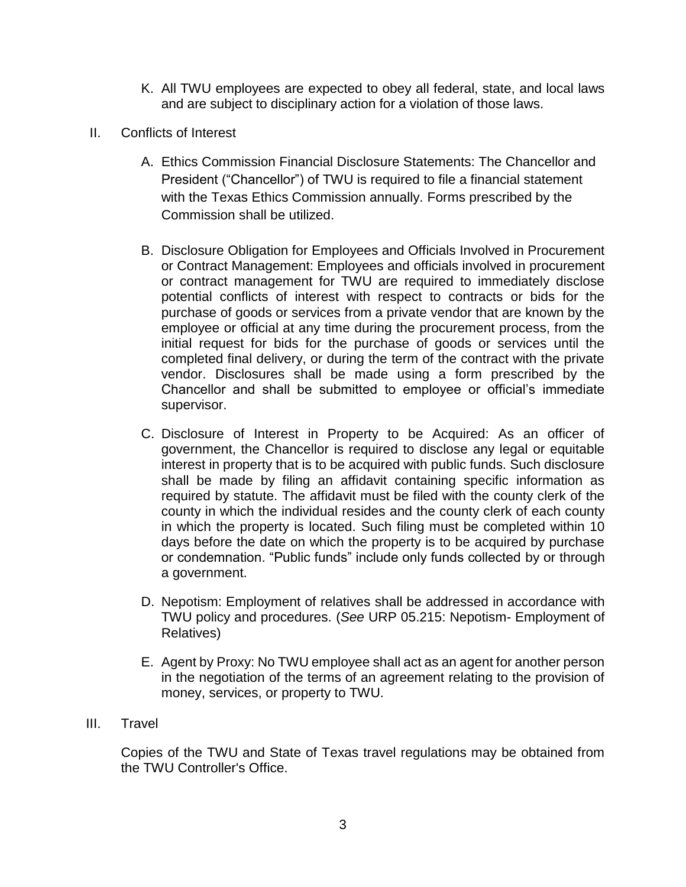K. All TWU employees are expected to obey all federal, state, and local laws and are subject to disciplinary action for a violation of those laws.

II. Conflicts of Interest

A. Ethics Commission Financial Disclosure Statements: The Chancellor and President ("Chancellor") of TWU is required to file a financial statement with the Texas Ethics Commission annually. Forms prescribed by the Commission shall be utilized.

B. Disclosure Obligation for Employees and Officials Involved in Procurement or Contract Management: Employees and officials involved in procurement or contract management for TWU are required to immediately disclose potential conflicts of interest with respect to contracts or bids for the purchase of goods or services from a private vendor that are known by the employee or official at any time during the procurement process, from the initial request for bids for the purchase of goods or services until the completed final delivery, or during the term of the contract with the private vendor. Disclosures shall be made using a form prescribed by the Chancellor and shall be submitted to employee or official's immediate supervisor.

C. Disclosure of Interest in Property to be Acquired: As an officer of government, the Chancellor is required to disclose any legal or equitable interest in property that is to be acquired with public funds. Such disclosure shall be made by filing an affidavit containing specific information as required by statute. The affidavit must be filed with the county clerk of the county in which the individual resides and the county clerk of each county in which the property is located. Such filing must be completed within 10 days before the date on which the property is to be acquired by purchase or condemnation. "Public funds" include only funds collected by or through a government.

D. Nepotism: Employment of relatives shall be addressed in accordance with TWU policy and procedures. (*See* URP 05.215: Nepotism- Employment of Relatives)

E. Agent by Proxy: No TWU employee shall act as an agent for another person in the negotiation of the terms of an agreement relating to the provision of money, services, or property to TWU.

III. Travel

Copies of the TWU and State of Texas travel regulations may be obtained from the TWU Controller's Office.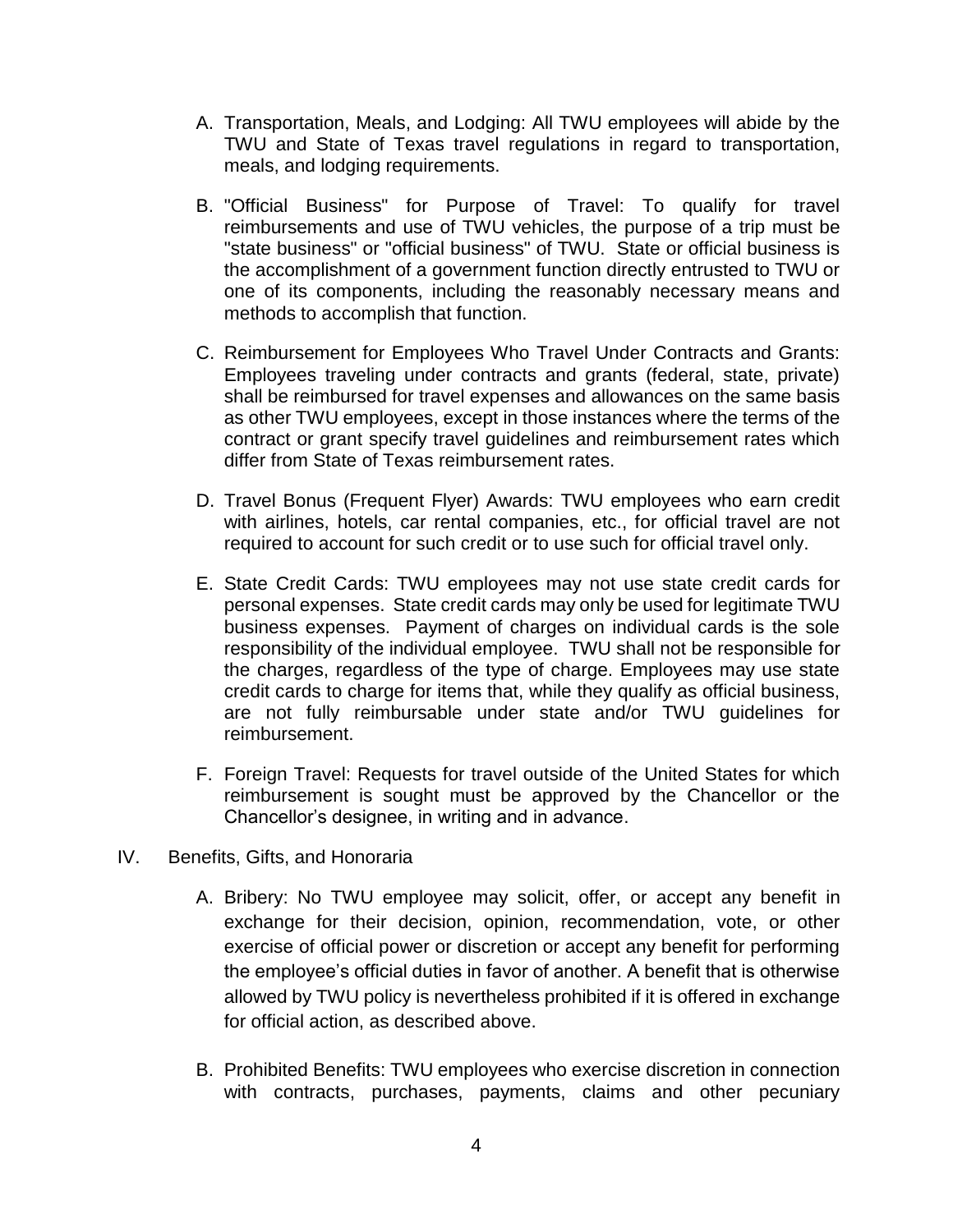A. Transportation, Meals, and Lodging: All TWU employees will abide by the TWU and State of Texas travel regulations in regard to transportation, meals, and lodging requirements.

B. "Official Business" for Purpose of Travel: To qualify for travel reimbursements and use of TWU vehicles, the purpose of a trip must be "state business" or "official business" of TWU. State or official business is the accomplishment of a government function directly entrusted to TWU or one of its components, including the reasonably necessary means and methods to accomplish that function.

C. Reimbursement for Employees Who Travel Under Contracts and Grants: Employees traveling under contracts and grants (federal, state, private) shall be reimbursed for travel expenses and allowances on the same basis as other TWU employees, except in those instances where the terms of the contract or grant specify travel guidelines and reimbursement rates which differ from State of Texas reimbursement rates.

D. Travel Bonus (Frequent Flyer) Awards: TWU employees who earn credit with airlines, hotels, car rental companies, etc., for official travel are not required to account for such credit or to use such for official travel only.

E. State Credit Cards: TWU employees may not use state credit cards for personal expenses. State credit cards may only be used for legitimate TWU business expenses. Payment of charges on individual cards is the sole responsibility of the individual employee. TWU shall not be responsible for the charges, regardless of the type of charge. Employees may use state credit cards to charge for items that, while they qualify as official business, are not fully reimbursable under state and/or TWU guidelines for reimbursement.

F. Foreign Travel: Requests for travel outside of the United States for which reimbursement is sought must be approved by the Chancellor or the Chancellor's designee, in writing and in advance.

IV. Benefits, Gifts, and Honoraria

A. Bribery: No TWU employee may solicit, offer, or accept any benefit in exchange for their decision, opinion, recommendation, vote, or other exercise of official power or discretion or accept any benefit for performing the employee's official duties in favor of another. A benefit that is otherwise allowed by TWU policy is nevertheless prohibited if it is offered in exchange for official action, as described above.

B. Prohibited Benefits: TWU employees who exercise discretion in connection with contracts, purchases, payments, claims and other pecuniary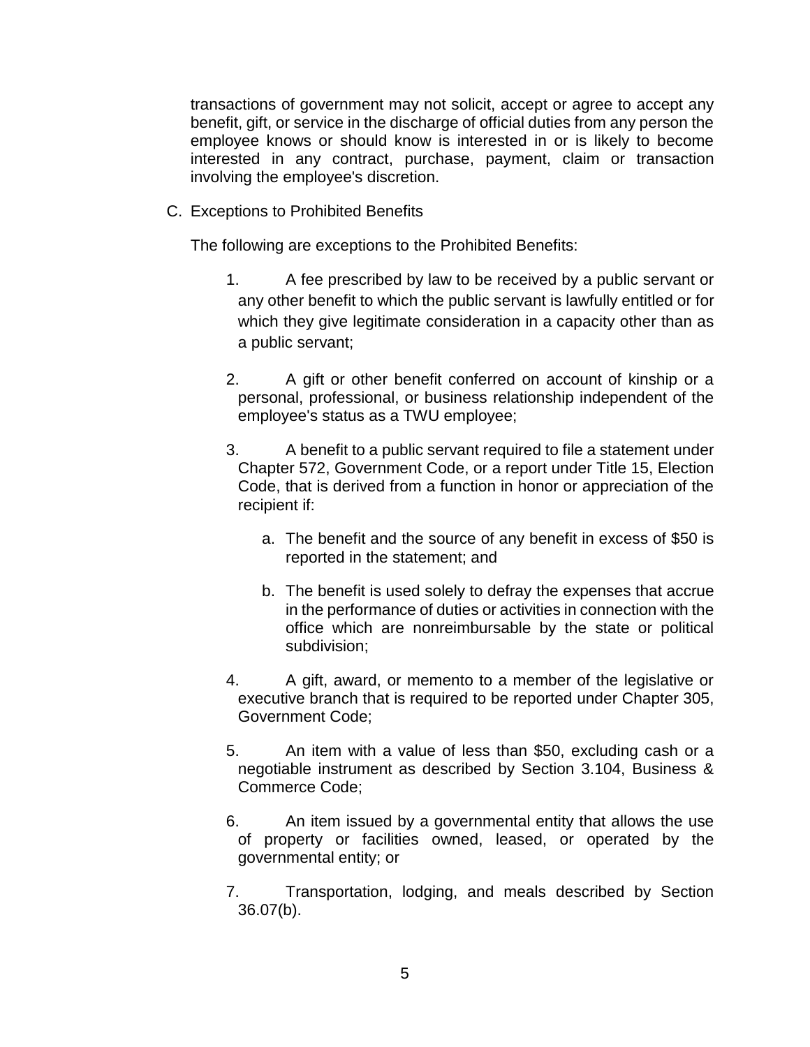transactions of government may not solicit, accept or agree to accept any benefit, gift, or service in the discharge of official duties from any person the employee knows or should know is interested in or is likely to become interested in any contract, purchase, payment, claim or transaction involving the employee's discretion.

C. Exceptions to Prohibited Benefits

The following are exceptions to the Prohibited Benefits:

1. A fee prescribed by law to be received by a public servant or any other benefit to which the public servant is lawfully entitled or for which they give legitimate consideration in a capacity other than as a public servant;

2. A gift or other benefit conferred on account of kinship or a personal, professional, or business relationship independent of the employee's status as a TWU employee;

3. A benefit to a public servant required to file a statement under Chapter 572, Government Code, or a report under Title 15, Election Code, that is derived from a function in honor or appreciation of the recipient if:

   a. The benefit and the source of any benefit in excess of $50 is reported in the statement; and

   b. The benefit is used solely to defray the expenses that accrue in the performance of duties or activities in connection with the office which are nonreimbursable by the state or political subdivision;

4. A gift, award, or memento to a member of the legislative or executive branch that is required to be reported under Chapter 305, Government Code;

5. An item with a value of less than $50, excluding cash or a negotiable instrument as described by Section 3.104, Business & Commerce Code;

6. An item issued by a governmental entity that allows the use of property or facilities owned, leased, or operated by the governmental entity; or

7. Transportation, lodging, and meals described by Section 36.07(b).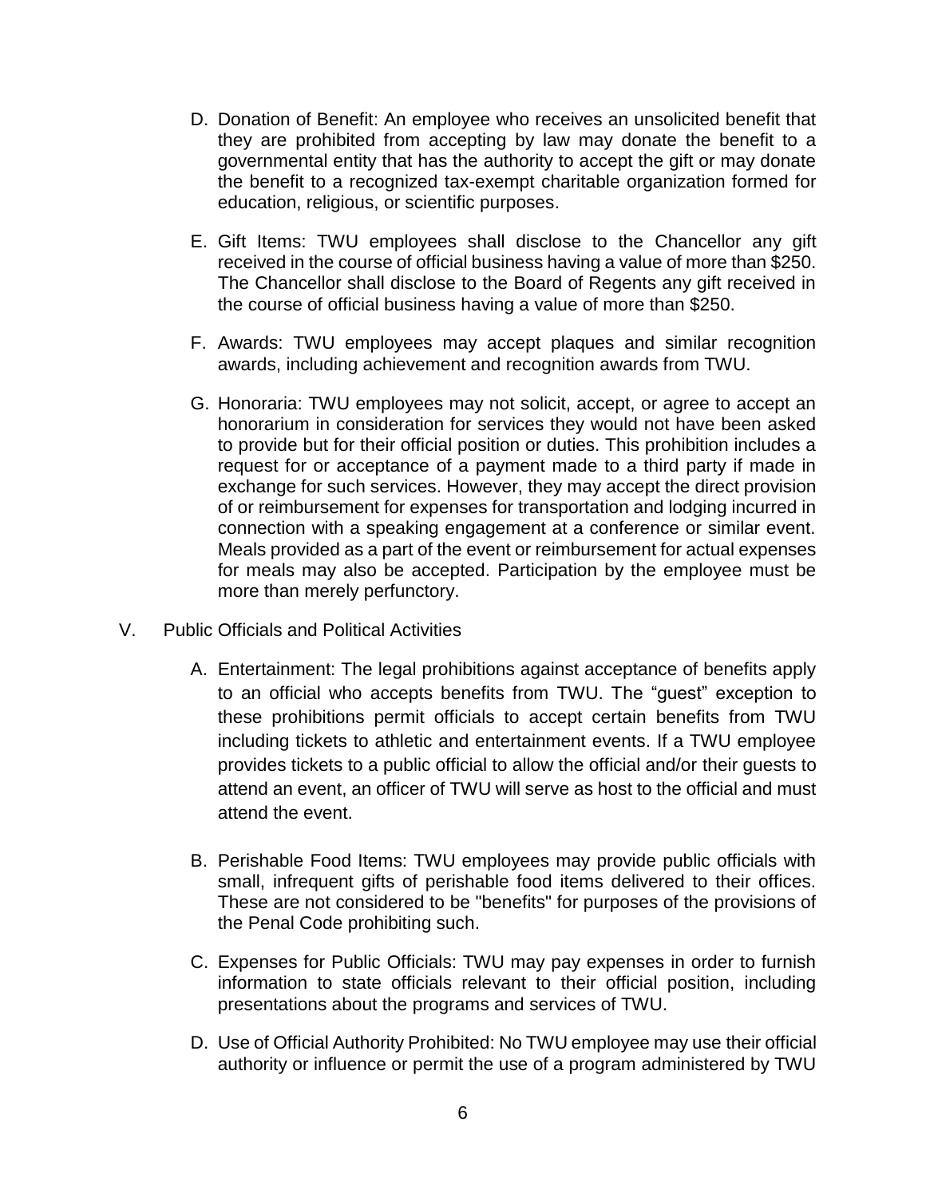D. Donation of Benefit: An employee who receives an unsolicited benefit that they are prohibited from accepting by law may donate the benefit to a governmental entity that has the authority to accept the gift or may donate the benefit to a recognized tax-exempt charitable organization formed for education, religious, or scientific purposes.

E. Gift Items: TWU employees shall disclose to the Chancellor any gift received in the course of official business having a value of more than $250. The Chancellor shall disclose to the Board of Regents any gift received in the course of official business having a value of more than $250.

F. Awards: TWU employees may accept plaques and similar recognition awards, including achievement and recognition awards from TWU.

G. Honoraria: TWU employees may not solicit, accept, or agree to accept an honorarium in consideration for services they would not have been asked to provide but for their official position or duties. This prohibition includes a request for or acceptance of a payment made to a third party if made in exchange for such services. However, they may accept the direct provision of or reimbursement for expenses for transportation and lodging incurred in connection with a speaking engagement at a conference or similar event. Meals provided as a part of the event or reimbursement for actual expenses for meals may also be accepted. Participation by the employee must be more than merely perfunctory.

V. Public Officials and Political Activities

A. Entertainment: The legal prohibitions against acceptance of benefits apply to an official who accepts benefits from TWU. The "guest" exception to these prohibitions permit officials to accept certain benefits from TWU including tickets to athletic and entertainment events. If a TWU employee provides tickets to a public official to allow the official and/or their guests to attend an event, an officer of TWU will serve as host to the official and must attend the event.

B. Perishable Food Items: TWU employees may provide public officials with small, infrequent gifts of perishable food items delivered to their offices. These are not considered to be "benefits" for purposes of the provisions of the Penal Code prohibiting such.

C. Expenses for Public Officials: TWU may pay expenses in order to furnish information to state officials relevant to their official position, including presentations about the programs and services of TWU.

D. Use of Official Authority Prohibited: No TWU employee may use their official authority or influence or permit the use of a program administered by TWU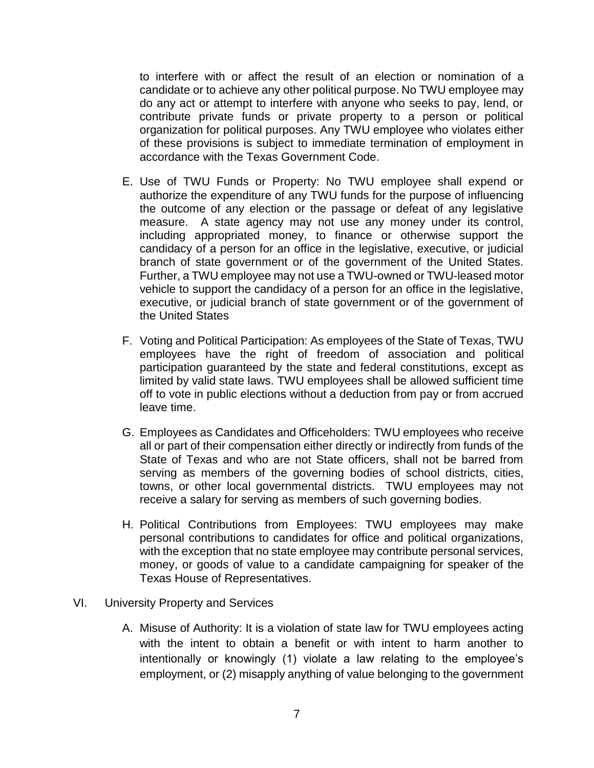to interfere with or affect the result of an election or nomination of a candidate or to achieve any other political purpose. No TWU employee may do any act or attempt to interfere with anyone who seeks to pay, lend, or contribute private funds or private property to a person or political organization for political purposes. Any TWU employee who violates either of these provisions is subject to immediate termination of employment in accordance with the Texas Government Code.

E. Use of TWU Funds or Property: No TWU employee shall expend or authorize the expenditure of any TWU funds for the purpose of influencing the outcome of any election or the passage or defeat of any legislative measure. A state agency may not use any money under its control, including appropriated money, to finance or otherwise support the candidacy of a person for an office in the legislative, executive, or judicial branch of state government or of the government of the United States. Further, a TWU employee may not use a TWU-owned or TWU-leased motor vehicle to support the candidacy of a person for an office in the legislative, executive, or judicial branch of state government or of the government of the United States

F. Voting and Political Participation: As employees of the State of Texas, TWU employees have the right of freedom of association and political participation guaranteed by the state and federal constitutions, except as limited by valid state laws. TWU employees shall be allowed sufficient time off to vote in public elections without a deduction from pay or from accrued leave time.

G. Employees as Candidates and Officeholders: TWU employees who receive all or part of their compensation either directly or indirectly from funds of the State of Texas and who are not State officers, shall not be barred from serving as members of the governing bodies of school districts, cities, towns, or other local governmental districts. TWU employees may not receive a salary for serving as members of such governing bodies.

H. Political Contributions from Employees: TWU employees may make personal contributions to candidates for office and political organizations, with the exception that no state employee may contribute personal services, money, or goods of value to a candidate campaigning for speaker of the Texas House of Representatives.

VI. University Property and Services

A. Misuse of Authority: It is a violation of state law for TWU employees acting with the intent to obtain a benefit or with intent to harm another to intentionally or knowingly (1) violate a law relating to the employee's employment, or (2) misapply anything of value belonging to the government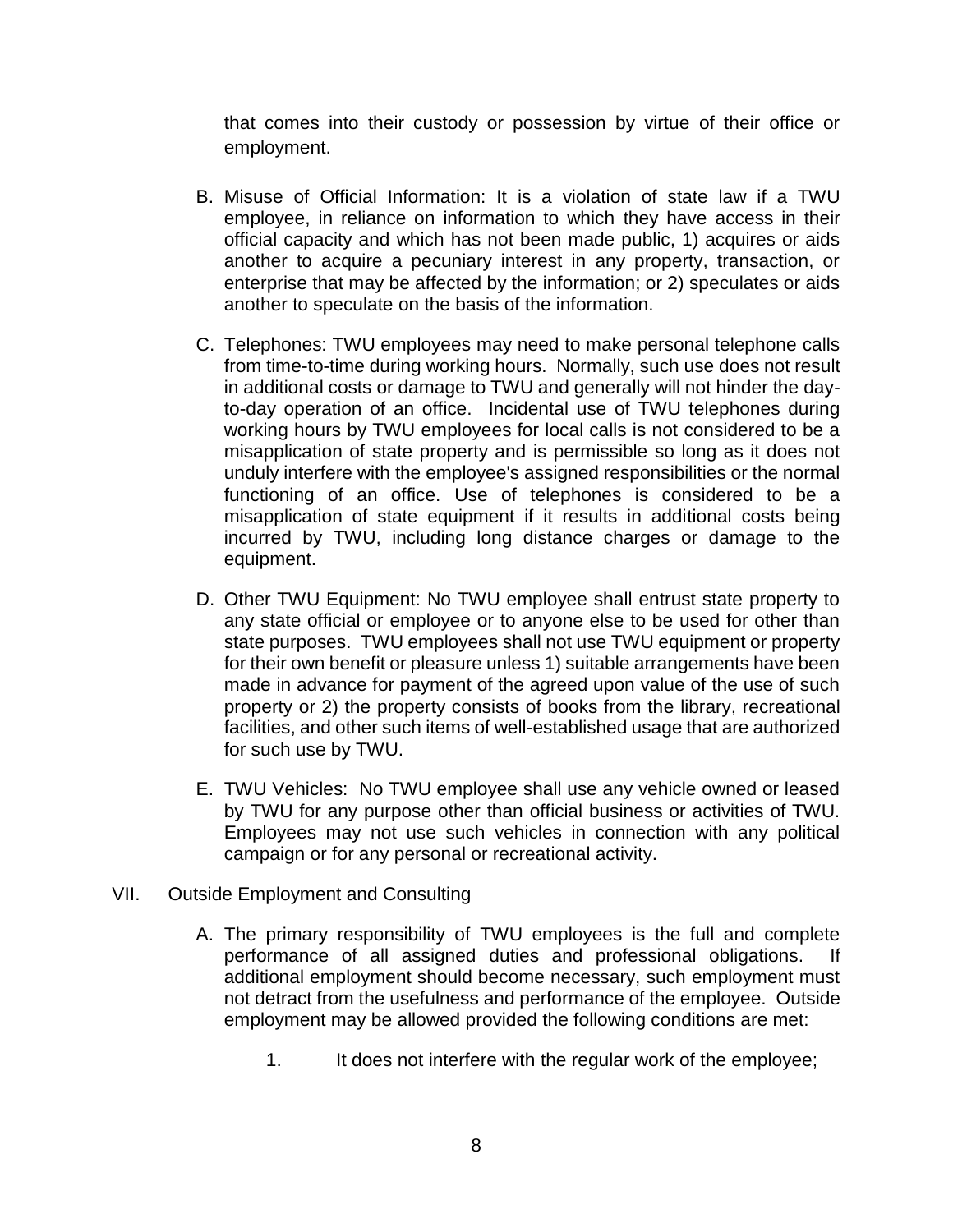that comes into their custody or possession by virtue of their office or employment.

B. Misuse of Official Information: It is a violation of state law if a TWU employee, in reliance on information to which they have access in their official capacity and which has not been made public, 1) acquires or aids another to acquire a pecuniary interest in any property, transaction, or enterprise that may be affected by the information; or 2) speculates or aids another to speculate on the basis of the information.

C. Telephones: TWU employees may need to make personal telephone calls from time-to-time during working hours. Normally, such use does not result in additional costs or damage to TWU and generally will not hinder the day-to-day operation of an office. Incidental use of TWU telephones during working hours by TWU employees for local calls is not considered to be a misapplication of state property and is permissible so long as it does not unduly interfere with the employee's assigned responsibilities or the normal functioning of an office. Use of telephones is considered to be a misapplication of state equipment if it results in additional costs being incurred by TWU, including long distance charges or damage to the equipment.

D. Other TWU Equipment: No TWU employee shall entrust state property to any state official or employee or to anyone else to be used for other than state purposes. TWU employees shall not use TWU equipment or property for their own benefit or pleasure unless 1) suitable arrangements have been made in advance for payment of the agreed upon value of the use of such property or 2) the property consists of books from the library, recreational facilities, and other such items of well-established usage that are authorized for such use by TWU.

E. TWU Vehicles: No TWU employee shall use any vehicle owned or leased by TWU for any purpose other than official business or activities of TWU. Employees may not use such vehicles in connection with any political campaign or for any personal or recreational activity.

## VII. Outside Employment and Consulting

A. The primary responsibility of TWU employees is the full and complete performance of all assigned duties and professional obligations. If additional employment should become necessary, such employment must not detract from the usefulness and performance of the employee. Outside employment may be allowed provided the following conditions are met:

1. It does not interfere with the regular work of the employee;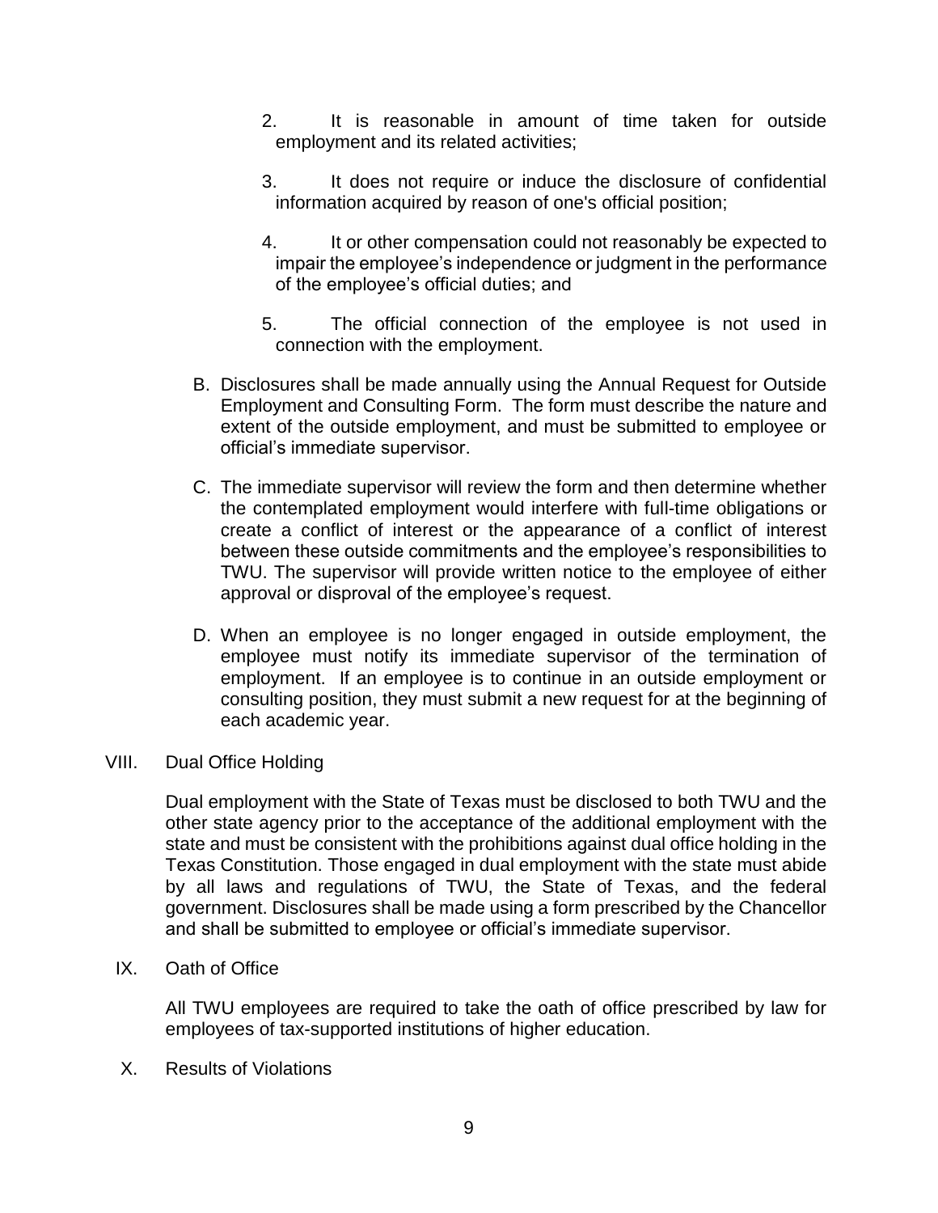2. It is reasonable in amount of time taken for outside employment and its related activities;

3. It does not require or induce the disclosure of confidential information acquired by reason of one's official position;

4. It or other compensation could not reasonably be expected to impair the employee's independence or judgment in the performance of the employee's official duties; and

5. The official connection of the employee is not used in connection with the employment.

B. Disclosures shall be made annually using the Annual Request for Outside Employment and Consulting Form. The form must describe the nature and extent of the outside employment, and must be submitted to employee or official's immediate supervisor.

C. The immediate supervisor will review the form and then determine whether the contemplated employment would interfere with full-time obligations or create a conflict of interest or the appearance of a conflict of interest between these outside commitments and the employee's responsibilities to TWU. The supervisor will provide written notice to the employee of either approval or disproval of the employee's request.

D. When an employee is no longer engaged in outside employment, the employee must notify its immediate supervisor of the termination of employment. If an employee is to continue in an outside employment or consulting position, they must submit a new request for at the beginning of each academic year.

## VIII. Dual Office Holding

Dual employment with the State of Texas must be disclosed to both TWU and the other state agency prior to the acceptance of the additional employment with the state and must be consistent with the prohibitions against dual office holding in the Texas Constitution. Those engaged in dual employment with the state must abide by all laws and regulations of TWU, the State of Texas, and the federal government. Disclosures shall be made using a form prescribed by the Chancellor and shall be submitted to employee or official's immediate supervisor.

## IX. Oath of Office

All TWU employees are required to take the oath of office prescribed by law for employees of tax-supported institutions of higher education.

## X. Results of Violations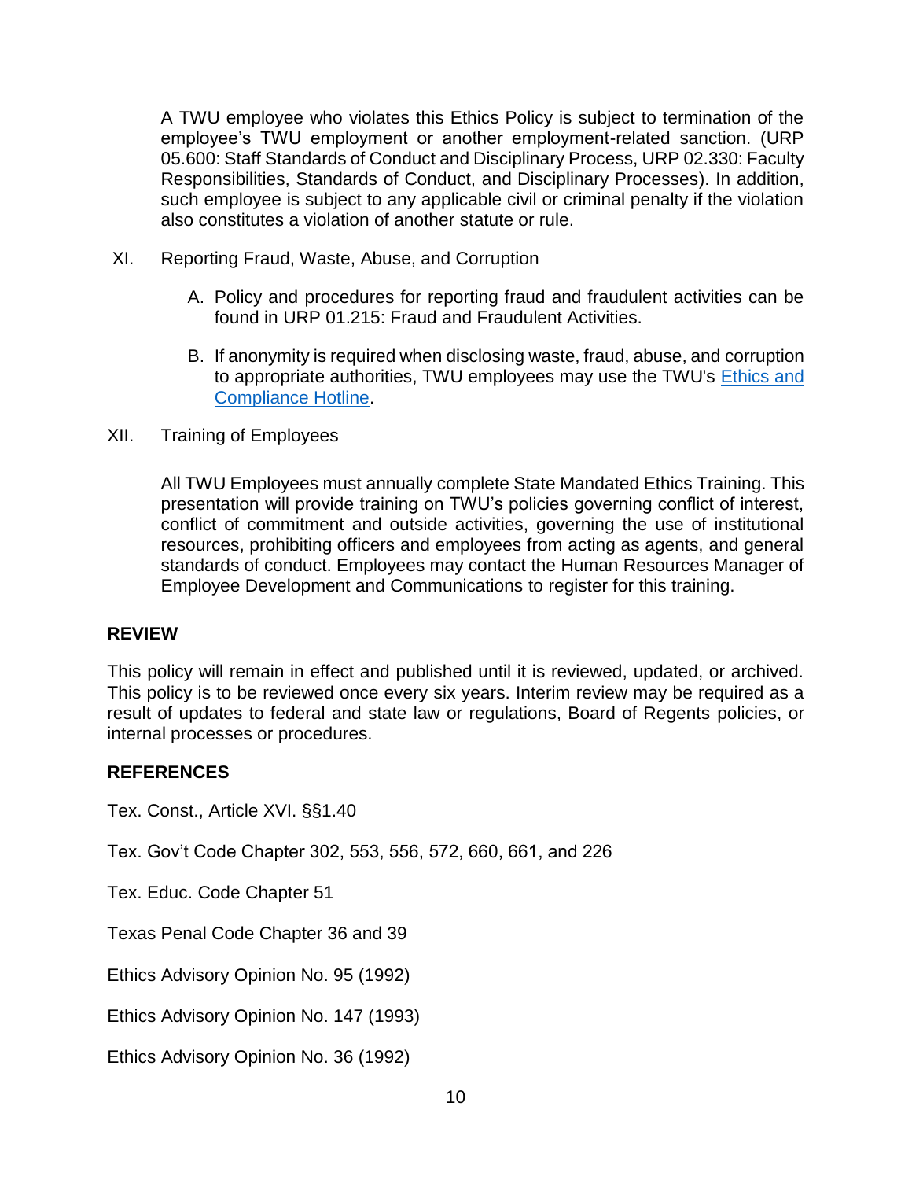A TWU employee who violates this Ethics Policy is subject to termination of the employee's TWU employment or another employment-related sanction. (URP 05.600: Staff Standards of Conduct and Disciplinary Process, URP 02.330: Faculty Responsibilities, Standards of Conduct, and Disciplinary Processes). In addition, such employee is subject to any applicable civil or criminal penalty if the violation also constitutes a violation of another statute or rule.

XI. Reporting Fraud, Waste, Abuse, and Corruption

A. Policy and procedures for reporting fraud and fraudulent activities can be found in URP 01.215: Fraud and Fraudulent Activities.

B. If anonymity is required when disclosing waste, fraud, abuse, and corruption to appropriate authorities, TWU employees may use the TWU's Ethics and Compliance Hotline.

XII. Training of Employees

All TWU Employees must annually complete State Mandated Ethics Training. This presentation will provide training on TWU's policies governing conflict of interest, conflict of commitment and outside activities, governing the use of institutional resources, prohibiting officers and employees from acting as agents, and general standards of conduct. Employees may contact the Human Resources Manager of Employee Development and Communications to register for this training.

**REVIEW**

This policy will remain in effect and published until it is reviewed, updated, or archived. This policy is to be reviewed once every six years. Interim review may be required as a result of updates to federal and state law or regulations, Board of Regents policies, or internal processes or procedures.

**REFERENCES**

Tex. Const., Article XVI. §§1.40

Tex. Gov't Code Chapter 302, 553, 556, 572, 660, 661, and 226

Tex. Educ. Code Chapter 51

Texas Penal Code Chapter 36 and 39

Ethics Advisory Opinion No. 95 (1992)

Ethics Advisory Opinion No. 147 (1993)

Ethics Advisory Opinion No. 36 (1992)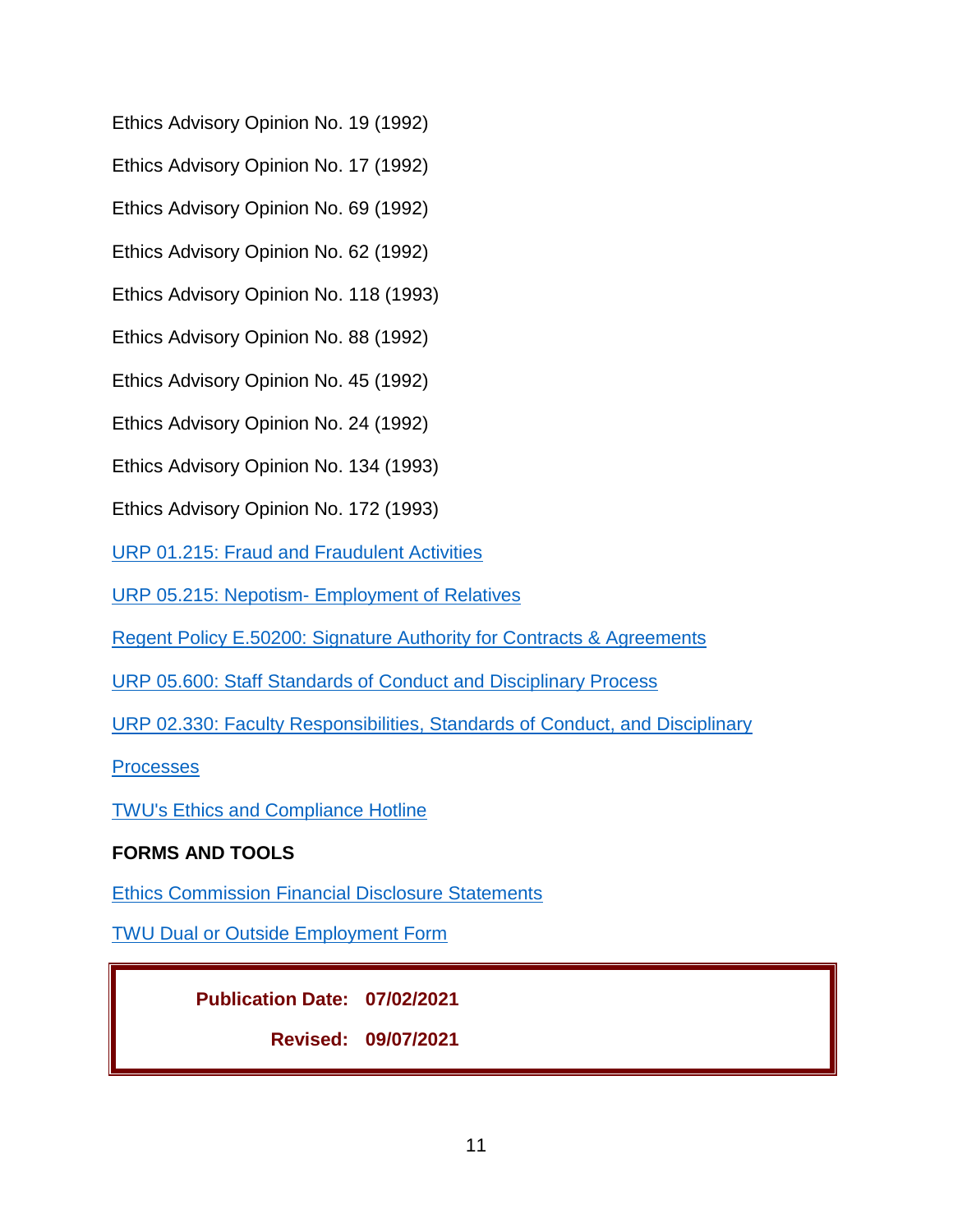Ethics Advisory Opinion No. 19 (1992)

Ethics Advisory Opinion No. 17 (1992)

Ethics Advisory Opinion No. 69 (1992)

Ethics Advisory Opinion No. 62 (1992)

Ethics Advisory Opinion No. 118 (1993)

Ethics Advisory Opinion No. 88 (1992)

Ethics Advisory Opinion No. 45 (1992)

Ethics Advisory Opinion No. 24 (1992)

Ethics Advisory Opinion No. 134 (1993)

Ethics Advisory Opinion No. 172 (1993)

URP 01.215: Fraud and Fraudulent Activities

URP 05.215: Nepotism- Employment of Relatives

Regent Policy E.50200: Signature Authority for Contracts & Agreements

URP 05.600: Staff Standards of Conduct and Disciplinary Process

URP 02.330: Faculty Responsibilities, Standards of Conduct, and Disciplinary Processes

TWU's Ethics and Compliance Hotline

**FORMS AND TOOLS**

Ethics Commission Financial Disclosure Statements

TWU Dual or Outside Employment Form

**Publication Date: 07/02/2021**

**Revised: 09/07/2021**